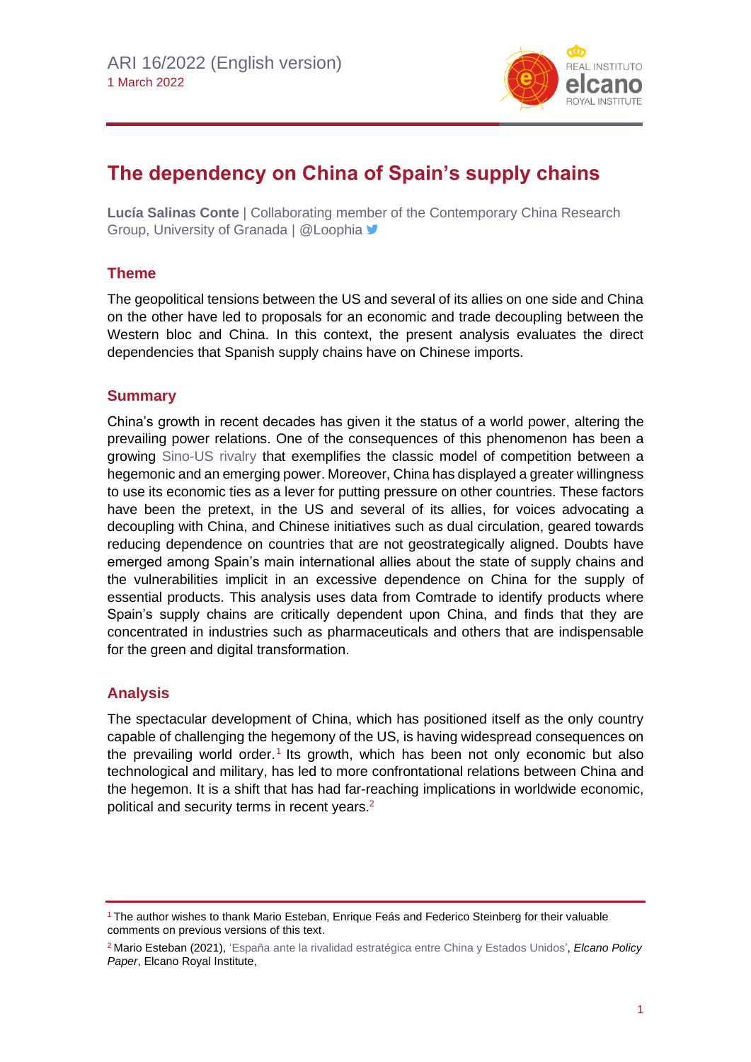ARI 16/2022 (English version)
1 March 2022

# The dependency on China of Spain's supply chains

**Lucía Salinas Conte** | Collaborating member of the Contemporary China Research Group, University of Granada | @Loophia

## Theme

The geopolitical tensions between the US and several of its allies on one side and China on the other have led to proposals for an economic and trade decoupling between the Western bloc and China. In this context, the present analysis evaluates the direct dependencies that Spanish supply chains have on Chinese imports.

## Summary

China's growth in recent decades has given it the status of a world power, altering the prevailing power relations. One of the consequences of this phenomenon has been a growing Sino-US rivalry that exemplifies the classic model of competition between a hegemonic and an emerging power. Moreover, China has displayed a greater willingness to use its economic ties as a lever for putting pressure on other countries. These factors have been the pretext, in the US and several of its allies, for voices advocating a decoupling with China, and Chinese initiatives such as dual circulation, geared towards reducing dependence on countries that are not geostrategically aligned. Doubts have emerged among Spain's main international allies about the state of supply chains and the vulnerabilities implicit in an excessive dependence on China for the supply of essential products. This analysis uses data from Comtrade to identify products where Spain's supply chains are critically dependent upon China, and finds that they are concentrated in industries such as pharmaceuticals and others that are indispensable for the green and digital transformation.

## Analysis

The spectacular development of China, which has positioned itself as the only country capable of challenging the hegemony of the US, is having widespread consequences on the prevailing world order.[1] Its growth, which has been not only economic but also technological and military, has led to more confrontational relations between China and the hegemon. It is a shift that has had far-reaching implications in worldwide economic, political and security terms in recent years.[2]

---

[1] The author wishes to thank Mario Esteban, Enrique Feás and Federico Steinberg for their valuable comments on previous versions of this text.

[2] Mario Esteban (2021), 'España ante la rivalidad estratégica entre China y Estados Unidos', *Elcano Policy Paper*, Elcano Royal Institute,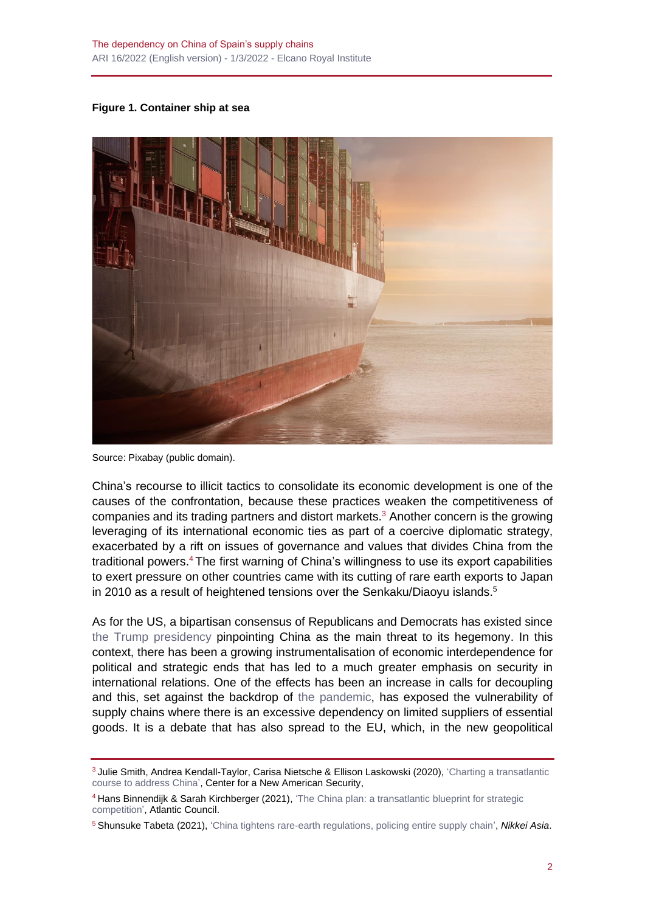**Figure 1. Container ship at sea**

Source: Pixabay (public domain).

China's recourse to illicit tactics to consolidate its economic development is one of the causes of the confrontation, because these practices weaken the competitiveness of companies and its trading partners and distort markets.[3] Another concern is the growing leveraging of its international economic ties as part of a coercive diplomatic strategy, exacerbated by a rift on issues of governance and values that divides China from the traditional powers.[4] The first warning of China's willingness to use its export capabilities to exert pressure on other countries came with its cutting of rare earth exports to Japan in 2010 as a result of heightened tensions over the Senkaku/Diaoyu islands.[5]

As for the US, a bipartisan consensus of Republicans and Democrats has existed since the Trump presidency pinpointing China as the main threat to its hegemony. In this context, there has been a growing instrumentalisation of economic interdependence for political and strategic ends that has led to a much greater emphasis on security in international relations. One of the effects has been an increase in calls for decoupling and this, set against the backdrop of the pandemic, has exposed the vulnerability of supply chains where there is an excessive dependency on limited suppliers of essential goods. It is a debate that has also spread to the EU, which, in the new geopolitical

---

[3] Julie Smith, Andrea Kendall-Taylor, Carisa Nietsche & Ellison Laskowski (2020), 'Charting a transatlantic course to address China', Center for a New American Security,

[4] Hans Binnendijk & Sarah Kirchberger (2021), 'The China plan: a transatlantic blueprint for strategic competition', Atlantic Council.

[5] Shunsuke Tabeta (2021), 'China tightens rare-earth regulations, policing entire supply chain', *Nikkei Asia*.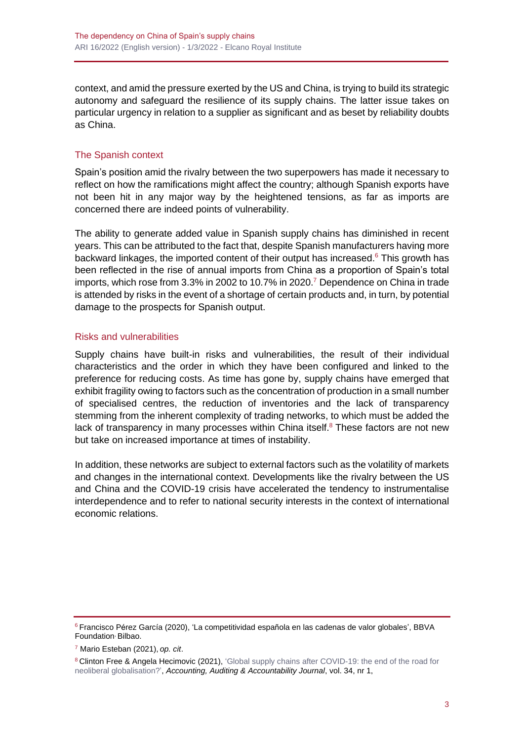context, and amid the pressure exerted by the US and China, is trying to build its strategic autonomy and safeguard the resilience of its supply chains. The latter issue takes on particular urgency in relation to a supplier as significant and as beset by reliability doubts as China.

## The Spanish context

Spain's position amid the rivalry between the two superpowers has made it necessary to reflect on how the ramifications might affect the country; although Spanish exports have not been hit in any major way by the heightened tensions, as far as imports are concerned there are indeed points of vulnerability.

The ability to generate added value in Spanish supply chains has diminished in recent years. This can be attributed to the fact that, despite Spanish manufacturers having more backward linkages, the imported content of their output has increased.[6] This growth has been reflected in the rise of annual imports from China as a proportion of Spain's total imports, which rose from 3.3% in 2002 to 10.7% in 2020.[7] Dependence on China in trade is attended by risks in the event of a shortage of certain products and, in turn, by potential damage to the prospects for Spanish output.

## Risks and vulnerabilities

Supply chains have built-in risks and vulnerabilities, the result of their individual characteristics and the order in which they have been configured and linked to the preference for reducing costs. As time has gone by, supply chains have emerged that exhibit fragility owing to factors such as the concentration of production in a small number of specialised centres, the reduction of inventories and the lack of transparency stemming from the inherent complexity of trading networks, to which must be added the lack of transparency in many processes within China itself.[8] These factors are not new but take on increased importance at times of instability.

In addition, these networks are subject to external factors such as the volatility of markets and changes in the international context. Developments like the rivalry between the US and China and the COVID-19 crisis have accelerated the tendency to instrumentalise interdependence and to refer to national security interests in the context of international economic relations.

---

[6] Francisco Pérez García (2020), 'La competitividad española en las cadenas de valor globales', BBVA Foundation, Bilbao.

[7] Mario Esteban (2021), *op. cit*.

[8] Clinton Free & Angela Hecimovic (2021), 'Global supply chains after COVID-19: the end of the road for neoliberal globalisation?', *Accounting, Auditing & Accountability Journal*, vol. 34, nr 1,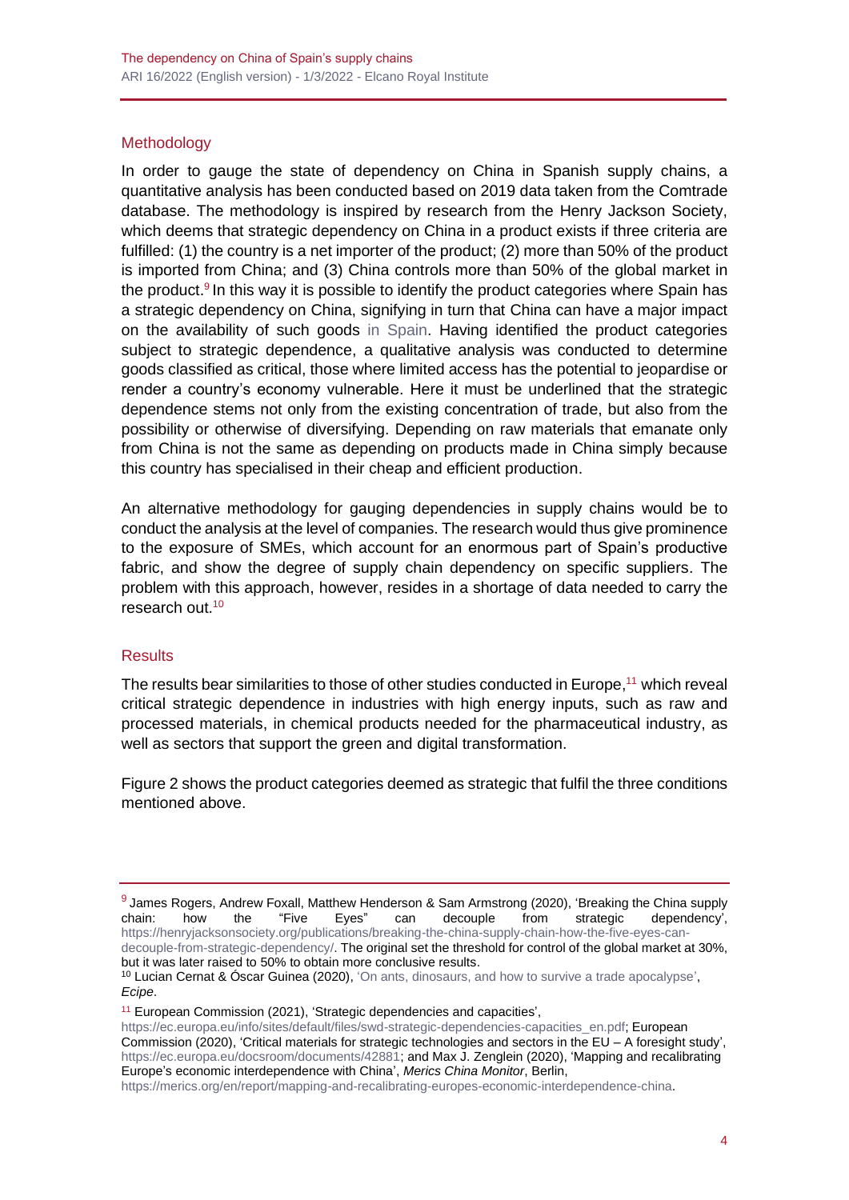## Methodology

In order to gauge the state of dependency on China in Spanish supply chains, a quantitative analysis has been conducted based on 2019 data taken from the Comtrade database. The methodology is inspired by research from the Henry Jackson Society, which deems that strategic dependency on China in a product exists if three criteria are fulfilled: (1) the country is a net importer of the product; (2) more than 50% of the product is imported from China; and (3) China controls more than 50% of the global market in the product.[9] In this way it is possible to identify the product categories where Spain has a strategic dependency on China, signifying in turn that China can have a major impact on the availability of such goods in Spain. Having identified the product categories subject to strategic dependence, a qualitative analysis was conducted to determine goods classified as critical, those where limited access has the potential to jeopardise or render a country's economy vulnerable. Here it must be underlined that the strategic dependence stems not only from the existing concentration of trade, but also from the possibility or otherwise of diversifying. Depending on raw materials that emanate only from China is not the same as depending on products made in China simply because this country has specialised in their cheap and efficient production.

An alternative methodology for gauging dependencies in supply chains would be to conduct the analysis at the level of companies. The research would thus give prominence to the exposure of SMEs, which account for an enormous part of Spain's productive fabric, and show the degree of supply chain dependency on specific suppliers. The problem with this approach, however, resides in a shortage of data needed to carry the research out.[10]

## Results

The results bear similarities to those of other studies conducted in Europe,[11] which reveal critical strategic dependence in industries with high energy inputs, such as raw and processed materials, in chemical products needed for the pharmaceutical industry, as well as sectors that support the green and digital transformation.

Figure 2 shows the product categories deemed as strategic that fulfil the three conditions mentioned above.

---

[9] James Rogers, Andrew Foxall, Matthew Henderson & Sam Armstrong (2020), 'Breaking the China supply chain: how the "Five Eyes" can decouple from strategic dependency', https://henryjacksonsociety.org/publications/breaking-the-china-supply-chain-how-the-five-eyes-can-decouple-from-strategic-dependency/. The original set the threshold for control of the global market at 30%, but it was later raised to 50% to obtain more conclusive results.

[10] Lucian Cernat & Óscar Guinea (2020), 'On ants, dinosaurs, and how to survive a trade apocalypse', *Ecipe*.

[11] European Commission (2021), 'Strategic dependencies and capacities', https://ec.europa.eu/info/sites/default/files/swd-strategic-dependencies-capacities_en.pdf; European Commission (2020), 'Critical materials for strategic technologies and sectors in the EU – A foresight study', https://ec.europa.eu/docsroom/documents/42881; and Max J. Zenglein (2020), 'Mapping and recalibrating Europe's economic interdependence with China', *Merics China Monitor*, Berlin, https://merics.org/en/report/mapping-and-recalibrating-europes-economic-interdependence-china.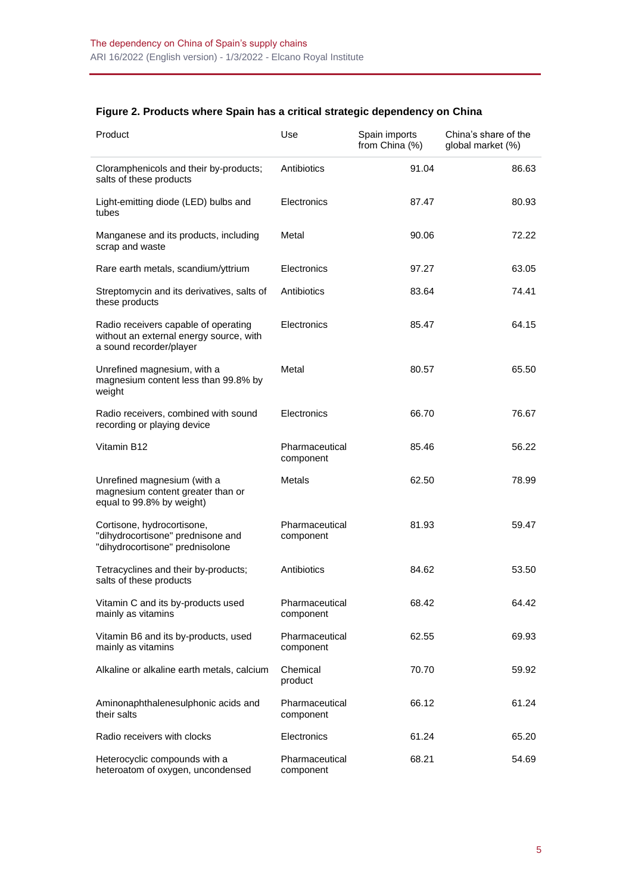**Figure 2. Products where Spain has a critical strategic dependency on China**

| Product | Use | Spain imports from China (%) | China's share of the global market (%) |
|---|---|---|---|
| Cloramphenicols and their by-products; salts of these products | Antibiotics | 91.04 | 86.63 |
| Light-emitting diode (LED) bulbs and tubes | Electronics | 87.47 | 80.93 |
| Manganese and its products, including scrap and waste | Metal | 90.06 | 72.22 |
| Rare earth metals, scandium/yttrium | Electronics | 97.27 | 63.05 |
| Streptomycin and its derivatives, salts of these products | Antibiotics | 83.64 | 74.41 |
| Radio receivers capable of operating without an external energy source, with a sound recorder/player | Electronics | 85.47 | 64.15 |
| Unrefined magnesium, with a magnesium content less than 99.8% by weight | Metal | 80.57 | 65.50 |
| Radio receivers, combined with sound recording or playing device | Electronics | 66.70 | 76.67 |
| Vitamin B12 | Pharmaceutical component | 85.46 | 56.22 |
| Unrefined magnesium (with a magnesium content greater than or equal to 99.8% by weight) | Metals | 62.50 | 78.99 |
| Cortisone, hydrocortisone, "dihydrocortisone" prednisone and "dihydrocortisone" prednisolone | Pharmaceutical component | 81.93 | 59.47 |
| Tetracyclines and their by-products; salts of these products | Antibiotics | 84.62 | 53.50 |
| Vitamin C and its by-products used mainly as vitamins | Pharmaceutical component | 68.42 | 64.42 |
| Vitamin B6 and its by-products, used mainly as vitamins | Pharmaceutical component | 62.55 | 69.93 |
| Alkaline or alkaline earth metals, calcium | Chemical product | 70.70 | 59.92 |
| Aminonaphthalenesulphonic acids and their salts | Pharmaceutical component | 66.12 | 61.24 |
| Radio receivers with clocks | Electronics | 61.24 | 65.20 |
| Heterocyclic compounds with a heteroatom of oxygen, uncondensed | Pharmaceutical component | 68.21 | 54.69 |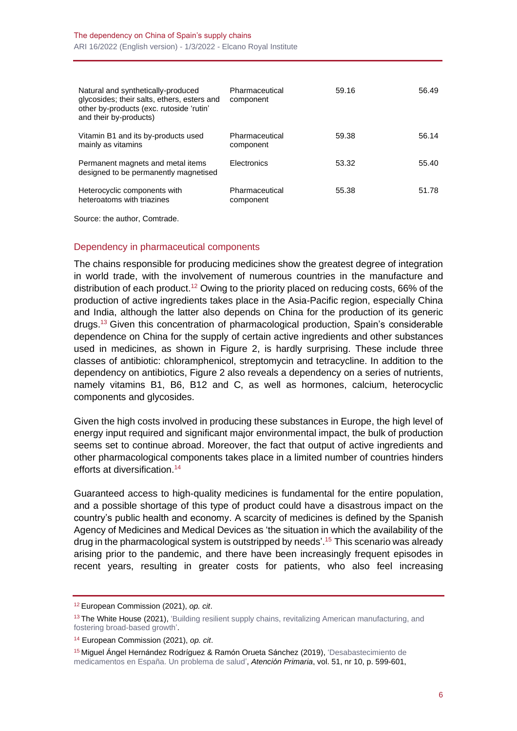| | | | |
|---|---|---|---|
| Natural and synthetically-produced glycosides; their salts, ethers, esters and other by-products (exc. rutoside 'rutin' and their by-products) | Pharmaceutical component | 59.16 | 56.49 |
| Vitamin B1 and its by-products used mainly as vitamins | Pharmaceutical component | 59.38 | 56.14 |
| Permanent magnets and metal items designed to be permanently magnetised | Electronics | 53.32 | 55.40 |
| Heterocyclic components with heteroatoms with triazines | Pharmaceutical component | 55.38 | 51.78 |

Source: the author, Comtrade.

## Dependency in pharmaceutical components

The chains responsible for producing medicines show the greatest degree of integration in world trade, with the involvement of numerous countries in the manufacture and distribution of each product.[12] Owing to the priority placed on reducing costs, 66% of the production of active ingredients takes place in the Asia-Pacific region, especially China and India, although the latter also depends on China for the production of its generic drugs.[13] Given this concentration of pharmacological production, Spain's considerable dependence on China for the supply of certain active ingredients and other substances used in medicines, as shown in Figure 2, is hardly surprising. These include three classes of antibiotic: chloramphenicol, streptomycin and tetracycline. In addition to the dependency on antibiotics, Figure 2 also reveals a dependency on a series of nutrients, namely vitamins B1, B6, B12 and C, as well as hormones, calcium, heterocyclic components and glycosides.

Given the high costs involved in producing these substances in Europe, the high level of energy input required and significant major environmental impact, the bulk of production seems set to continue abroad. Moreover, the fact that output of active ingredients and other pharmacological components takes place in a limited number of countries hinders efforts at diversification.[14]

Guaranteed access to high-quality medicines is fundamental for the entire population, and a possible shortage of this type of product could have a disastrous impact on the country's public health and economy. A scarcity of medicines is defined by the Spanish Agency of Medicines and Medical Devices as 'the situation in which the availability of the drug in the pharmacological system is outstripped by needs'.[15] This scenario was already arising prior to the pandemic, and there have been increasingly frequent episodes in recent years, resulting in greater costs for patients, who also feel increasing

---

[12] European Commission (2021), *op. cit*.

[13] The White House (2021), 'Building resilient supply chains, revitalizing American manufacturing, and fostering broad-based growth'.

[14] European Commission (2021), *op. cit*.

[15] Miguel Ángel Hernández Rodríguez & Ramón Orueta Sánchez (2019), 'Desabastecimiento de medicamentos en España. Un problema de salud', *Atención Primaria*, vol. 51, nr 10, p. 599-601,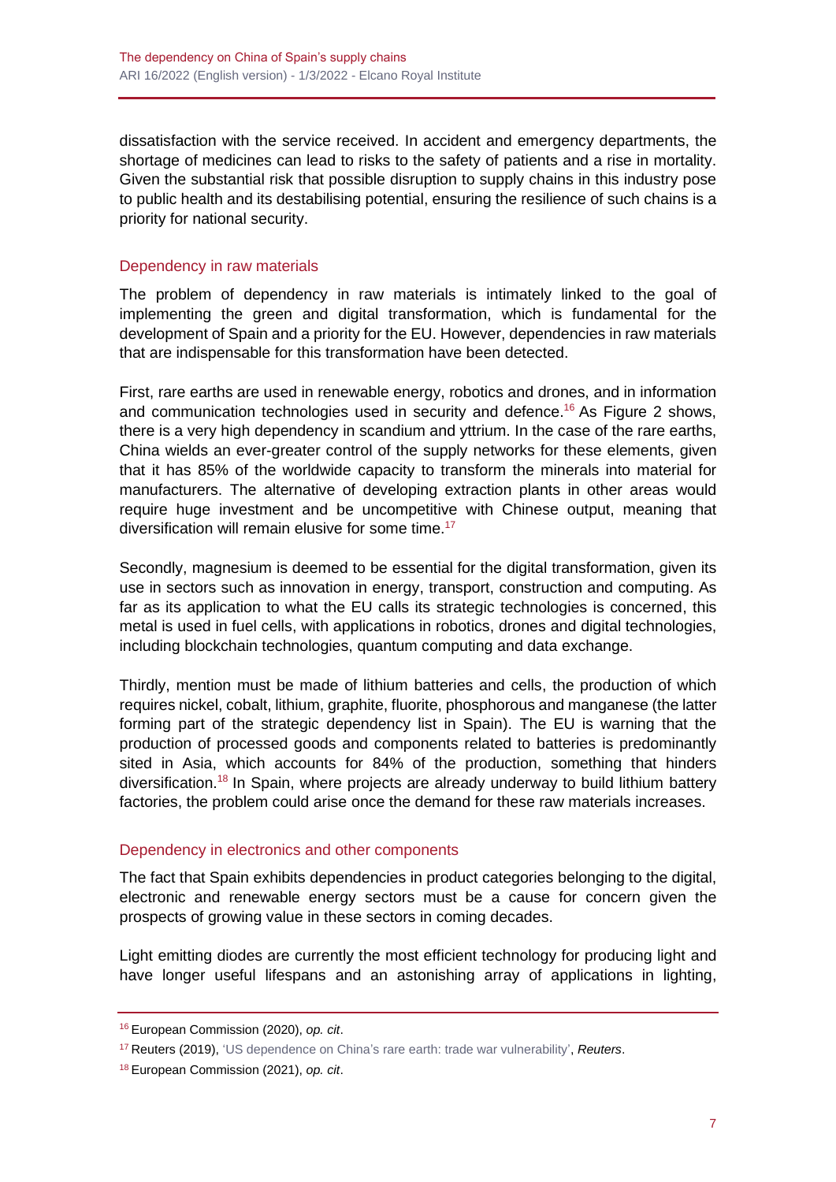dissatisfaction with the service received. In accident and emergency departments, the shortage of medicines can lead to risks to the safety of patients and a rise in mortality. Given the substantial risk that possible disruption to supply chains in this industry pose to public health and its destabilising potential, ensuring the resilience of such chains is a priority for national security.

## Dependency in raw materials

The problem of dependency in raw materials is intimately linked to the goal of implementing the green and digital transformation, which is fundamental for the development of Spain and a priority for the EU. However, dependencies in raw materials that are indispensable for this transformation have been detected.

First, rare earths are used in renewable energy, robotics and drones, and in information and communication technologies used in security and defence.[16] As Figure 2 shows, there is a very high dependency in scandium and yttrium. In the case of the rare earths, China wields an ever-greater control of the supply networks for these elements, given that it has 85% of the worldwide capacity to transform the minerals into material for manufacturers. The alternative of developing extraction plants in other areas would require huge investment and be uncompetitive with Chinese output, meaning that diversification will remain elusive for some time.[17]

Secondly, magnesium is deemed to be essential for the digital transformation, given its use in sectors such as innovation in energy, transport, construction and computing. As far as its application to what the EU calls its strategic technologies is concerned, this metal is used in fuel cells, with applications in robotics, drones and digital technologies, including blockchain technologies, quantum computing and data exchange.

Thirdly, mention must be made of lithium batteries and cells, the production of which requires nickel, cobalt, lithium, graphite, fluorite, phosphorous and manganese (the latter forming part of the strategic dependency list in Spain). The EU is warning that the production of processed goods and components related to batteries is predominantly sited in Asia, which accounts for 84% of the production, something that hinders diversification.[18] In Spain, where projects are already underway to build lithium battery factories, the problem could arise once the demand for these raw materials increases.

## Dependency in electronics and other components

The fact that Spain exhibits dependencies in product categories belonging to the digital, electronic and renewable energy sectors must be a cause for concern given the prospects of growing value in these sectors in coming decades.

Light emitting diodes are currently the most efficient technology for producing light and have longer useful lifespans and an astonishing array of applications in lighting,

---

[16] European Commission (2020), *op. cit*.

[17] Reuters (2019), 'US dependence on China's rare earth: trade war vulnerability', *Reuters*.

[18] European Commission (2021), *op. cit*.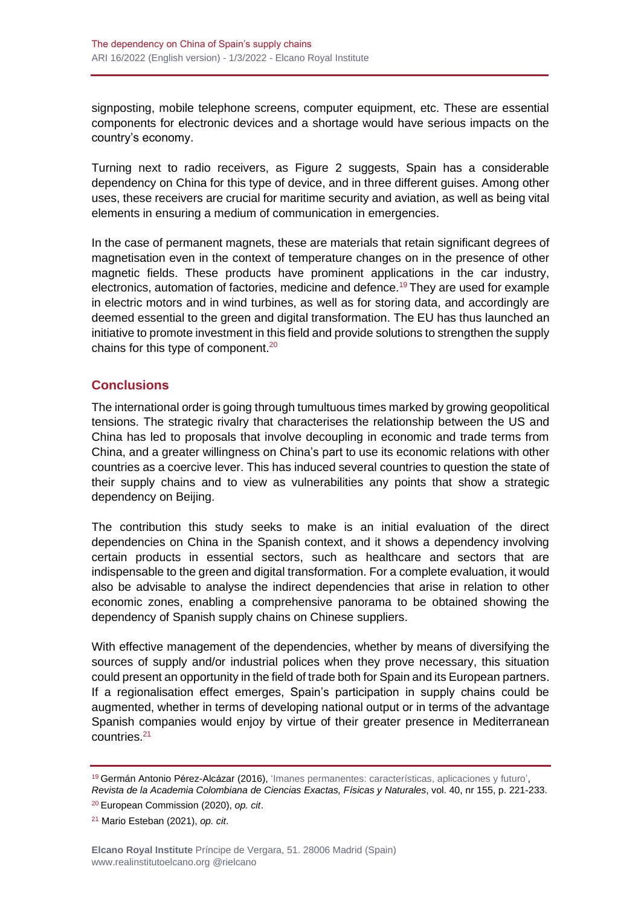signposting, mobile telephone screens, computer equipment, etc. These are essential components for electronic devices and a shortage would have serious impacts on the country's economy.

Turning next to radio receivers, as Figure 2 suggests, Spain has a considerable dependency on China for this type of device, and in three different guises. Among other uses, these receivers are crucial for maritime security and aviation, as well as being vital elements in ensuring a medium of communication in emergencies.

In the case of permanent magnets, these are materials that retain significant degrees of magnetisation even in the context of temperature changes on in the presence of other magnetic fields. These products have prominent applications in the car industry, electronics, automation of factories, medicine and defence.[19] They are used for example in electric motors and in wind turbines, as well as for storing data, and accordingly are deemed essential to the green and digital transformation. The EU has thus launched an initiative to promote investment in this field and provide solutions to strengthen the supply chains for this type of component.[20]

## Conclusions

The international order is going through tumultuous times marked by growing geopolitical tensions. The strategic rivalry that characterises the relationship between the US and China has led to proposals that involve decoupling in economic and trade terms from China, and a greater willingness on China's part to use its economic relations with other countries as a coercive lever. This has induced several countries to question the state of their supply chains and to view as vulnerabilities any points that show a strategic dependency on Beijing.

The contribution this study seeks to make is an initial evaluation of the direct dependencies on China in the Spanish context, and it shows a dependency involving certain products in essential sectors, such as healthcare and sectors that are indispensable to the green and digital transformation. For a complete evaluation, it would also be advisable to analyse the indirect dependencies that arise in relation to other economic zones, enabling a comprehensive panorama to be obtained showing the dependency of Spanish supply chains on Chinese suppliers.

With effective management of the dependencies, whether by means of diversifying the sources of supply and/or industrial polices when they prove necessary, this situation could present an opportunity in the field of trade both for Spain and its European partners. If a regionalisation effect emerges, Spain's participation in supply chains could be augmented, whether in terms of developing national output or in terms of the advantage Spanish companies would enjoy by virtue of their greater presence in Mediterranean countries.[21]

---

[19] Germán Antonio Pérez-Alcázar (2016), 'Imanes permanentes: características, aplicaciones y futuro', *Revista de la Academia Colombiana de Ciencias Exactas, Físicas y Naturales*, vol. 40, nr 155, p. 221-233.

[20] European Commission (2020), *op. cit*.

[21] Mario Esteban (2021), *op. cit*.

**Elcano Royal Institute** Príncipe de Vergara, 51. 28006 Madrid (Spain)
www.realinstitutoelcano.org @rielcano